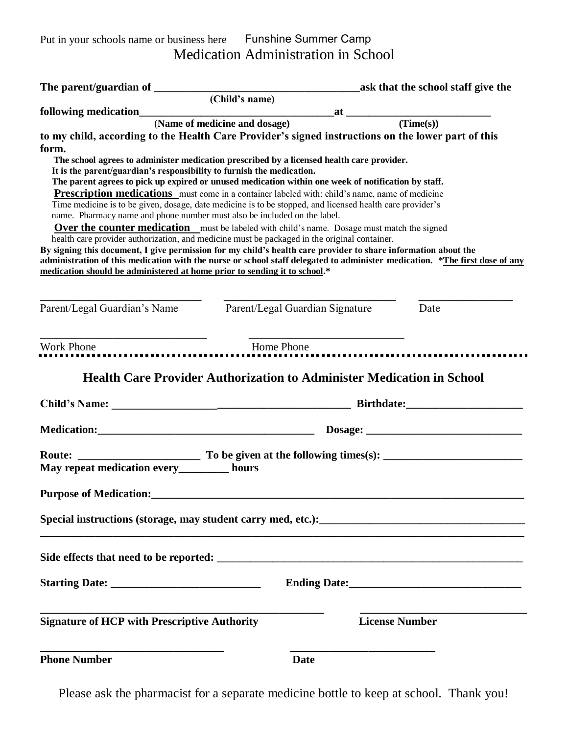Put in your schools name or business here Funshine Summer Camp

# Medication Administration in School

**The parent/guardian of \_\_\_\_\_\_\_\_\_\_\_\_\_\_\_\_\_\_\_\_\_\_\_\_\_\_\_\_\_\_\_\_\_\_\_ask that the school staff give the**
**(Child's name)**
**following medication\_\_\_\_\_\_\_\_\_\_\_\_\_\_\_\_\_\_\_\_\_\_\_\_\_\_\_\_\_\_\_\_\_\_at \_\_\_\_\_\_\_\_\_\_\_\_\_\_\_\_\_\_\_\_\_\_\_\_\_\_**
**(Name of medicine and dosage) (Time(s))**
**to my child, according to the Health Care Provider's signed instructions on the lower part of this form.**

**The school agrees to administer medication prescribed by a licensed health care provider.**
**It is the parent/guardian's responsibility to furnish the medication.**
**The parent agrees to pick up expired or unused medication within one week of notification by staff.**

**Prescription medications** must come in a container labeled with: child's name, name of medicine Time medicine is to be given, dosage, date medicine is to be stopped, and licensed health care provider's name. Pharmacy name and phone number must also be included on the label.

**Over the counter medication** must be labeled with child's name. Dosage must match the signed health care provider authorization, and medicine must be packaged in the original container.

**By signing this document, I give permission for my child's health care provider to share information about the administration of this medication with the nurse or school staff delegated to administer medication. *<u>The first dose of any medication should be administered at home prior to sending it to school</u>.***

\_\_\_\_\_\_\_\_\_\_\_\_\_\_\_\_\_\_\_\_\_\_\_\_\_\_\_\_ \_\_\_\_\_\_\_\_\_\_\_\_\_\_\_\_\_\_\_\_\_\_\_\_\_\_\_\_\_\_ \_\_\_\_\_\_\_\_\_\_\_\_\_\_\_\_
Parent/Legal Guardian's Name Parent/Legal Guardian Signature Date

\_\_\_\_\_\_\_\_\_\_\_\_\_\_\_\_\_\_\_\_\_\_\_\_\_\_\_\_ \_\_\_\_\_\_\_\_\_\_\_\_\_\_\_\_\_\_\_\_\_\_\_\_\_\_\_\_
Work Phone Home Phone

---

## Health Care Provider Authorization to Administer Medication in School

**Child's Name:** \_\_\_\_\_\_\_\_\_\_\_\_\_\_\_\_\_\_\_\_\_\_\_\_\_\_\_\_\_\_\_\_\_\_\_\_\_\_\_\_\_ **Birthdate:**\_\_\_\_\_\_\_\_\_\_\_\_\_\_\_\_\_\_\_\_

**Medication:**\_\_\_\_\_\_\_\_\_\_\_\_\_\_\_\_\_\_\_\_\_\_\_\_\_\_\_\_\_\_\_\_\_\_\_\_\_\_\_\_ **Dosage:** \_\_\_\_\_\_\_\_\_\_\_\_\_\_\_\_\_\_\_\_\_\_\_\_\_\_\_\_

**Route:** \_\_\_\_\_\_\_\_\_\_\_\_\_\_\_\_\_\_\_\_\_\_ **To be given at the following times(s):** \_\_\_\_\_\_\_\_\_\_\_\_\_\_\_\_\_\_\_\_\_\_\_\_\_
**May repeat medication every\_\_\_\_\_\_\_\_\_ hours**

**Purpose of Medication:**\_\_\_\_\_\_\_\_\_\_\_\_\_\_\_\_\_\_\_\_\_\_\_\_\_\_\_\_\_\_\_\_\_\_\_\_\_\_\_\_\_\_\_\_\_\_\_\_\_\_\_\_\_\_\_\_\_\_\_\_\_\_\_\_

**Special instructions (storage, may student carry med, etc.):**\_\_\_\_\_\_\_\_\_\_\_\_\_\_\_\_\_\_\_\_\_\_\_\_\_\_\_\_\_\_\_\_\_\_\_\_\_
\_\_\_\_\_\_\_\_\_\_\_\_\_\_\_\_\_\_\_\_\_\_\_\_\_\_\_\_\_\_\_\_\_\_\_\_\_\_\_\_\_\_\_\_\_\_\_\_\_\_\_\_\_\_\_\_\_\_\_\_\_\_\_\_\_\_\_\_\_\_\_\_\_\_\_\_\_\_\_\_\_\_\_\_\_\_\_\_\_\_\_\_\_\_

**Side effects that need to be reported:** \_\_\_\_\_\_\_\_\_\_\_\_\_\_\_\_\_\_\_\_\_\_\_\_\_\_\_\_\_\_\_\_\_\_\_\_\_\_\_\_\_\_\_\_\_\_\_\_\_\_\_\_\_\_\_\_

**Starting Date:** \_\_\_\_\_\_\_\_\_\_\_\_\_\_\_\_\_\_\_\_\_\_\_\_\_\_\_ **Ending Date:**\_\_\_\_\_\_\_\_\_\_\_\_\_\_\_\_\_\_\_\_\_\_\_\_\_\_\_\_\_\_\_

\_\_\_\_\_\_\_\_\_\_\_\_\_\_\_\_\_\_\_\_\_\_\_\_\_\_\_\_\_\_\_\_\_\_\_\_\_\_\_\_\_\_\_\_\_\_\_\_\_\_\_\_ \_\_\_\_\_\_\_\_\_\_\_\_\_\_\_\_\_\_\_\_\_\_\_\_\_\_\_\_\_\_\_
**Signature of HCP with Prescriptive Authority** **License Number**

\_\_\_\_\_\_\_\_\_\_\_\_\_\_\_\_\_\_\_\_\_\_\_\_\_\_\_\_\_\_\_\_\_\_ \_\_\_\_\_\_\_\_\_\_\_\_\_\_\_\_\_\_\_\_\_\_\_\_\_\_
**Phone Number** **Date**

Please ask the pharmacist for a separate medicine bottle to keep at school. Thank you!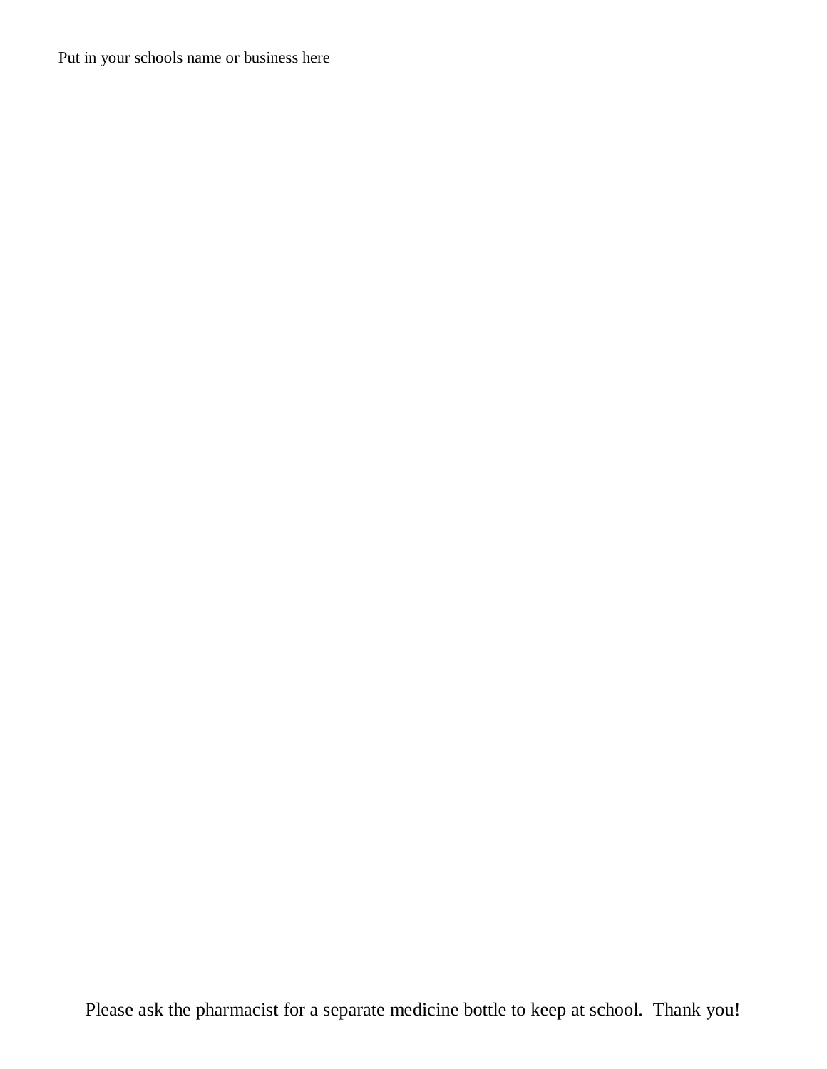Put in your schools name or business here

Please ask the pharmacist for a separate medicine bottle to keep at school. Thank you!